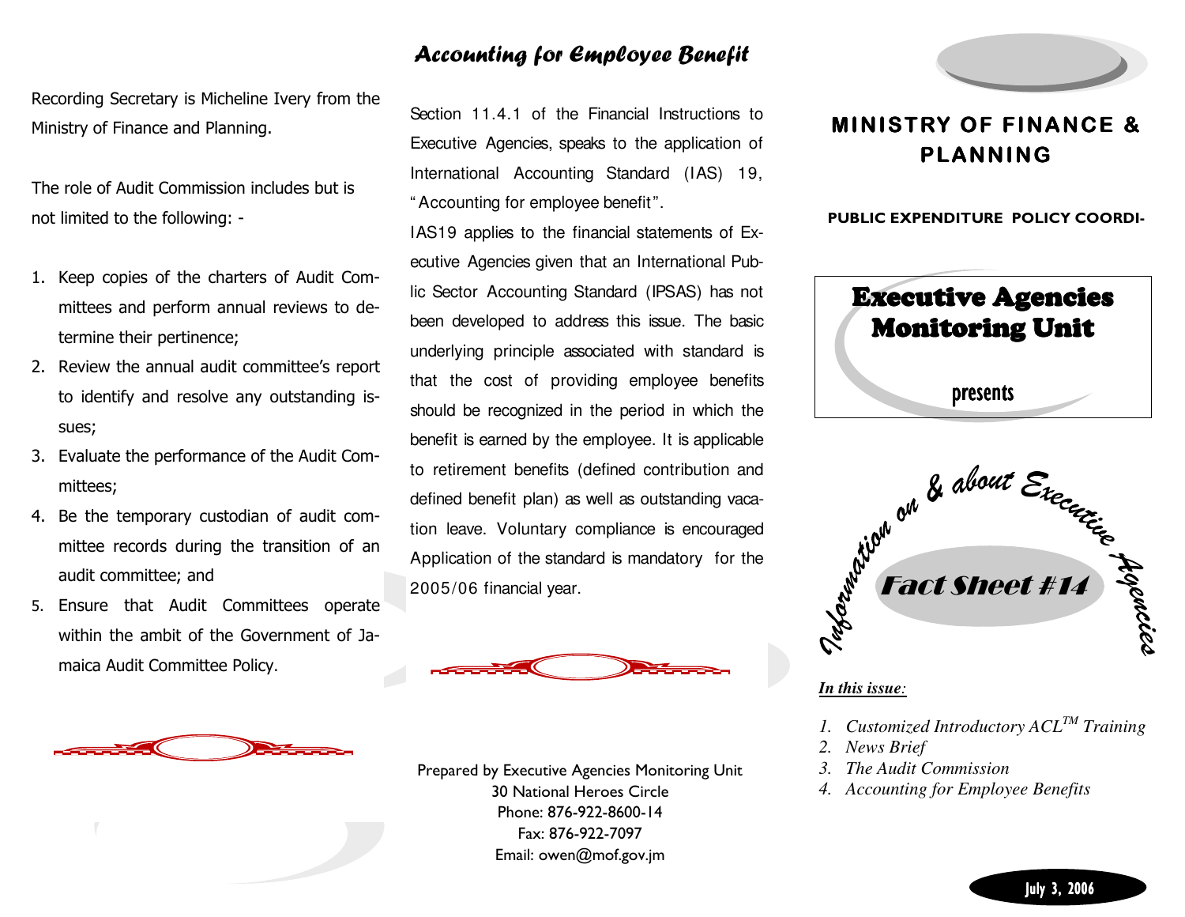Recording Secretary is Micheline Ivery from the Ministry of Finance and Planning.

The role of Audit Commission includes but is not limited to the following: -

1. Keep copies of the charters of Audit Committees and perform annual reviews to determine their pertinence;
2. Review the annual audit committee's report to identify and resolve any outstanding issues;
3. Evaluate the performance of the Audit Committees;
4. Be the temporary custodian of audit committee records during the transition of an audit committee; and
5. Ensure that Audit Committees operate within the ambit of the Government of Jamaica Audit Committee Policy.

## Accounting for Employee Benefit

Section 11.4.1 of the Financial Instructions to Executive Agencies, speaks to the application of International Accounting Standard (IAS) 19, "Accounting for employee benefit".

IAS19 applies to the financial statements of Executive Agencies given that an International Public Sector Accounting Standard (IPSAS) has not been developed to address this issue. The basic underlying principle associated with standard is that the cost of providing employee benefits should be recognized in the period in which the benefit is earned by the employee. It is applicable to retirement benefits (defined contribution and defined benefit plan) as well as outstanding vacation leave. Voluntary compliance is encouraged Application of the standard is mandatory for the 2005/06 financial year.

Prepared by Executive Agencies Monitoring Unit
30 National Heroes Circle
Phone: 876-922-8600-14
Fax: 876-922-7097
Email: owen@mof.gov.jm

# MINISTRY OF FINANCE & PLANNING

**PUBLIC EXPENDITURE POLICY COORDI-**

## Executive Agencies Monitoring Unit

presents

Information on & about Executive Agencies

## Fact Sheet #14

***In this issue:***

1. *Customized Introductory ACL™ Training*
2. *News Brief*
3. *The Audit Commission*
4. *Accounting for Employee Benefits*

July 3, 2006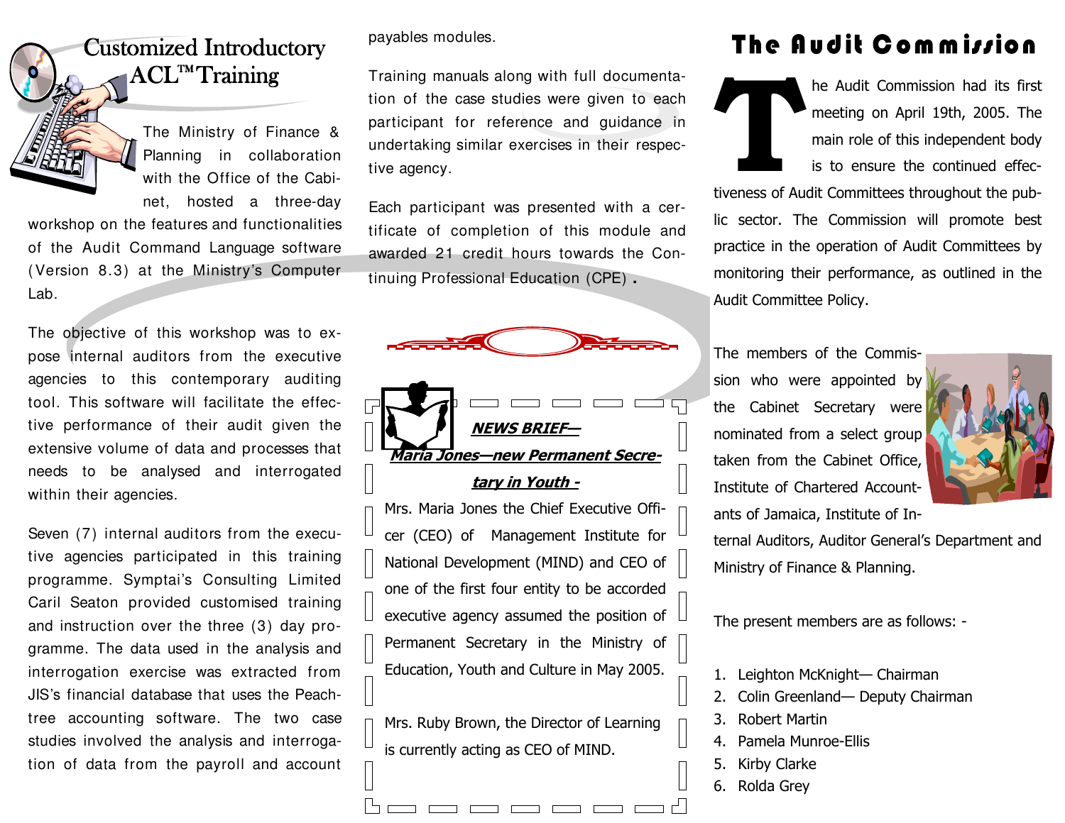## Customized Introductory ACL™ Training

The Ministry of Finance & Planning in collaboration with the Office of the Cabinet, hosted a three-day workshop on the features and functionalities of the Audit Command Language software (Version 8.3) at the Ministry's Computer Lab.

The objective of this workshop was to expose internal auditors from the executive agencies to this contemporary auditing tool. This software will facilitate the effective performance of their audit given the extensive volume of data and processes that needs to be analysed and interrogated within their agencies.

Seven (7) internal auditors from the executive agencies participated in this training programme. Symptai's Consulting Limited Caril Seaton provided customised training and instruction over the three (3) day programme. The data used in the analysis and interrogation exercise was extracted from JIS's financial database that uses the Peachtree accounting software. The two case studies involved the analysis and interrogation of data from the payroll and account payables modules.

Training manuals along with full documentation of the case studies were given to each participant for reference and guidance in undertaking similar exercises in their respective agency.

Each participant was presented with a certificate of completion of this module and awarded 21 credit hours towards the Continuing Professional Education (CPE) **.**

***NEWS BRIEF—***

***Maria Jones—new Permanent Secretary in Youth -***

Mrs. Maria Jones the Chief Executive Officer (CEO) of Management Institute for National Development (MIND) and CEO of one of the first four entity to be accorded executive agency assumed the position of Permanent Secretary in the Ministry of Education, Youth and Culture in May 2005.

Mrs. Ruby Brown, the Director of Learning is currently acting as CEO of MIND.

## The Audit Commission

The Audit Commission had its first meeting on April 19th, 2005. The main role of this independent body is to ensure the continued effectiveness of Audit Committees throughout the public sector. The Commission will promote best practice in the operation of Audit Committees by monitoring their performance, as outlined in the Audit Committee Policy.

The members of the Commission who were appointed by the Cabinet Secretary were nominated from a select group taken from the Cabinet Office, Institute of Chartered Accountants of Jamaica, Institute of Internal Auditors, Auditor General's Department and Ministry of Finance & Planning.

The present members are as follows: -

1. Leighton McKnight— Chairman
2. Colin Greenland— Deputy Chairman
3. Robert Martin
4. Pamela Munroe-Ellis
5. Kirby Clarke
6. Rolda Grey